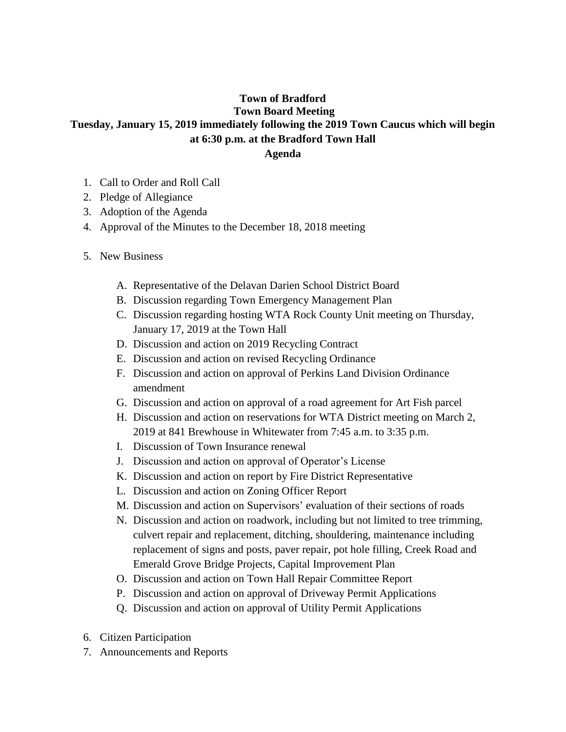**Town of Bradford**

**Town Board Meeting**

**Tuesday, January 15, 2019 immediately following the 2019 Town Caucus which will begin at 6:30 p.m. at the Bradford Town Hall**

**Agenda**

1. Call to Order and Roll Call
2. Pledge of Allegiance
3. Adoption of the Agenda
4. Approval of the Minutes to the December 18, 2018 meeting

5. New Business

   A. Representative of the Delavan Darien School District Board
   B. Discussion regarding Town Emergency Management Plan
   C. Discussion regarding hosting WTA Rock County Unit meeting on Thursday, January 17, 2019 at the Town Hall
   D. Discussion and action on 2019 Recycling Contract
   E. Discussion and action on revised Recycling Ordinance
   F. Discussion and action on approval of Perkins Land Division Ordinance amendment
   G. Discussion and action on approval of a road agreement for Art Fish parcel
   H. Discussion and action on reservations for WTA District meeting on March 2, 2019 at 841 Brewhouse in Whitewater from 7:45 a.m. to 3:35 p.m.
   I. Discussion of Town Insurance renewal
   J. Discussion and action on approval of Operator's License
   K. Discussion and action on report by Fire District Representative
   L. Discussion and action on Zoning Officer Report
   M. Discussion and action on Supervisors' evaluation of their sections of roads
   N. Discussion and action on roadwork, including but not limited to tree trimming, culvert repair and replacement, ditching, shouldering, maintenance including replacement of signs and posts, paver repair, pot hole filling, Creek Road and Emerald Grove Bridge Projects, Capital Improvement Plan
   O. Discussion and action on Town Hall Repair Committee Report
   P. Discussion and action on approval of Driveway Permit Applications
   Q. Discussion and action on approval of Utility Permit Applications

6. Citizen Participation
7. Announcements and Reports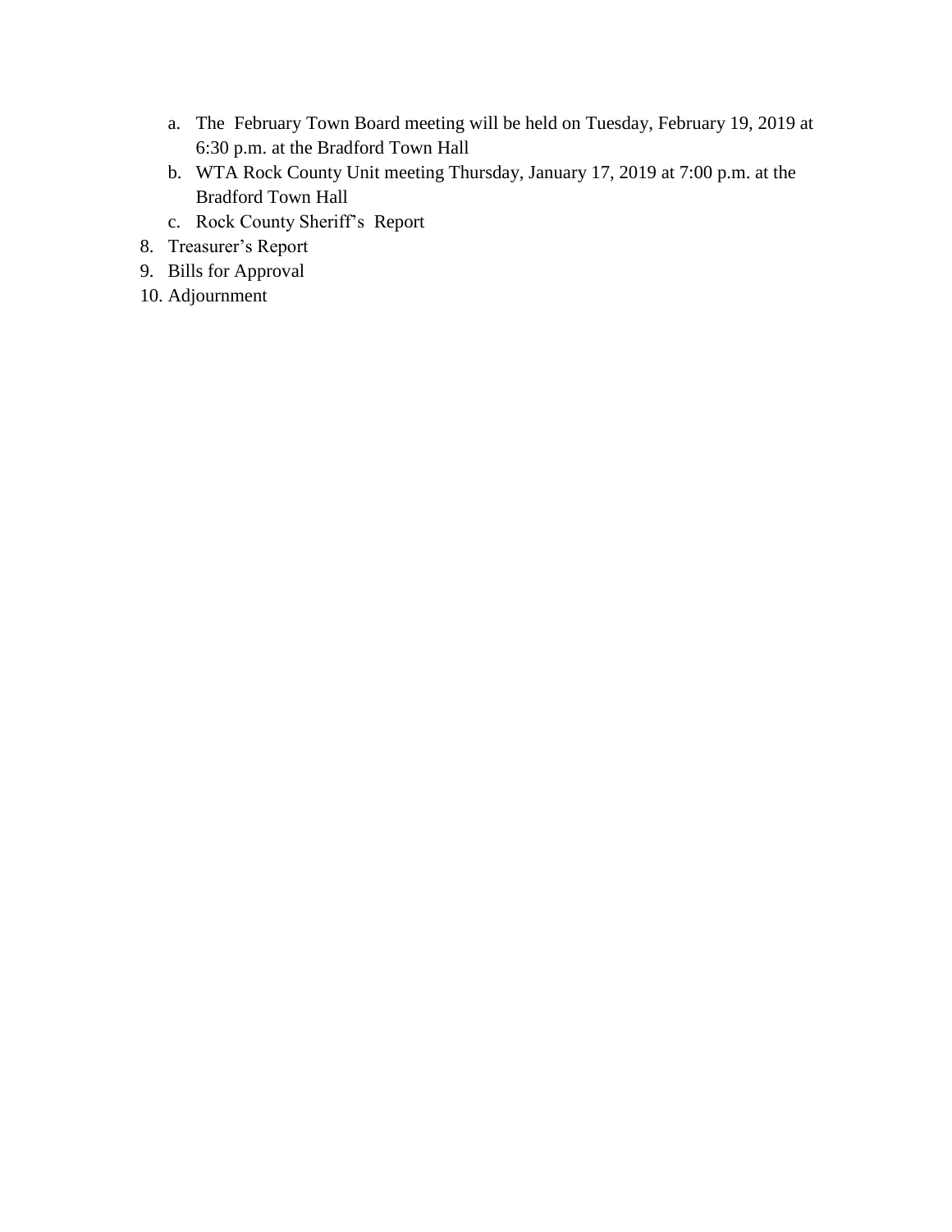a. The February Town Board meeting will be held on Tuesday, February 19, 2019 at 6:30 p.m. at the Bradford Town Hall
   b. WTA Rock County Unit meeting Thursday, January 17, 2019 at 7:00 p.m. at the Bradford Town Hall
   c. Rock County Sheriff's Report

8. Treasurer's Report
9. Bills for Approval
10. Adjournment